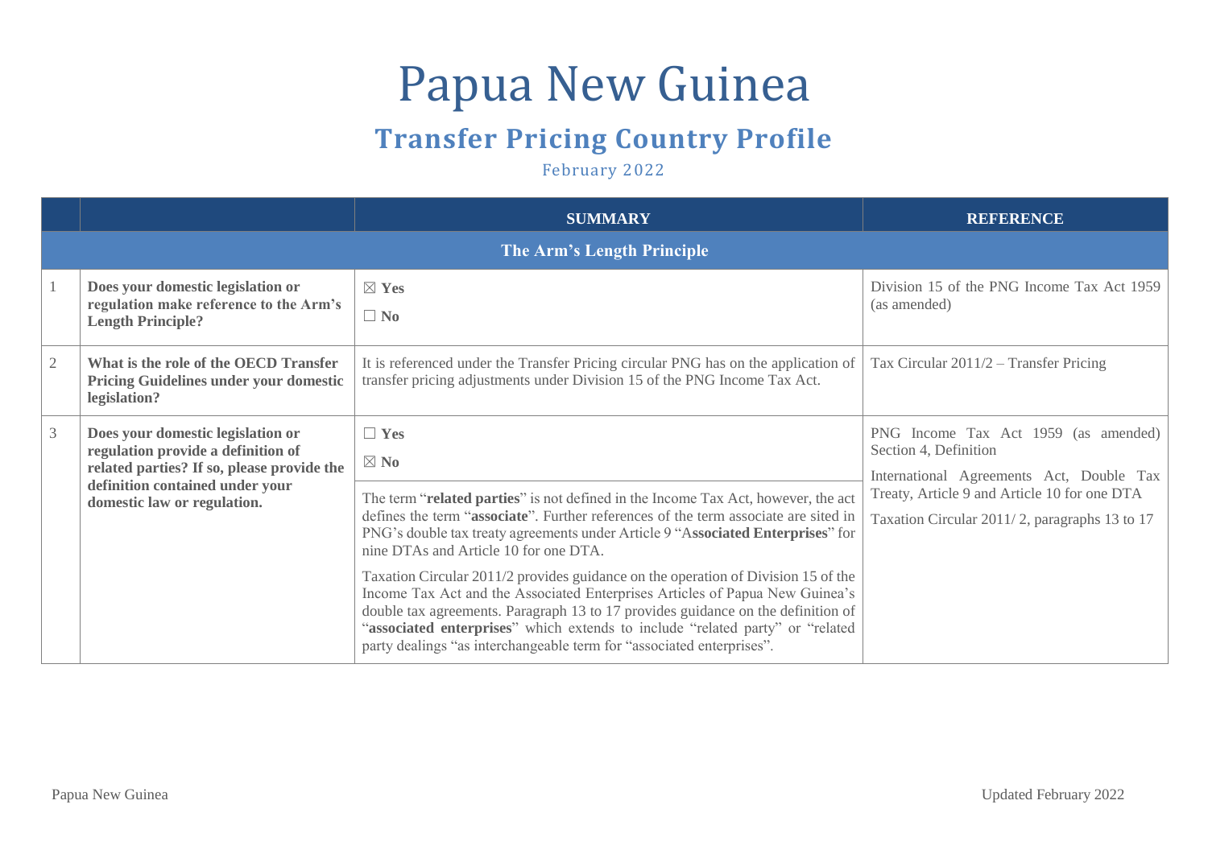# Papua New Guinea

## Transfer Pricing Country Profile

February 2022

| | | SUMMARY | REFERENCE |
|---|---|---|---|
| | **The Arm's Length Principle** | | |
| 1 | **Does your domestic legislation or regulation make reference to the Arm's Length Principle?** | ☒ **Yes**<br>☐ **No** | Division 15 of the PNG Income Tax Act 1959 (as amended) |
| 2 | **What is the role of the OECD Transfer Pricing Guidelines under your domestic legislation?** | It is referenced under the Transfer Pricing circular PNG has on the application of transfer pricing adjustments under Division 15 of the PNG Income Tax Act. | Tax Circular 2011/2 – Transfer Pricing |
| 3 | **Does your domestic legislation or regulation provide a definition of related parties? If so, please provide the definition contained under your domestic law or regulation.** | ☐ **Yes**<br>☒ **No**<br><br>The term "**related parties**" is not defined in the Income Tax Act, however, the act defines the term "**associate**". Further references of the term associate are sited in PNG's double tax treaty agreements under Article 9 "A**ssociated Enterprises**" for nine DTAs and Article 10 for one DTA.<br><br>Taxation Circular 2011/2 provides guidance on the operation of Division 15 of the Income Tax Act and the Associated Enterprises Articles of Papua New Guinea's double tax agreements. Paragraph 13 to 17 provides guidance on the definition of "**associated enterprises**" which extends to include "related party" or "related party dealings "as interchangeable term for "associated enterprises". | PNG Income Tax Act 1959 (as amended) Section 4, Definition<br><br>International Agreements Act, Double Tax Treaty, Article 9 and Article 10 for one DTA<br><br>Taxation Circular 2011/ 2, paragraphs 13 to 17 |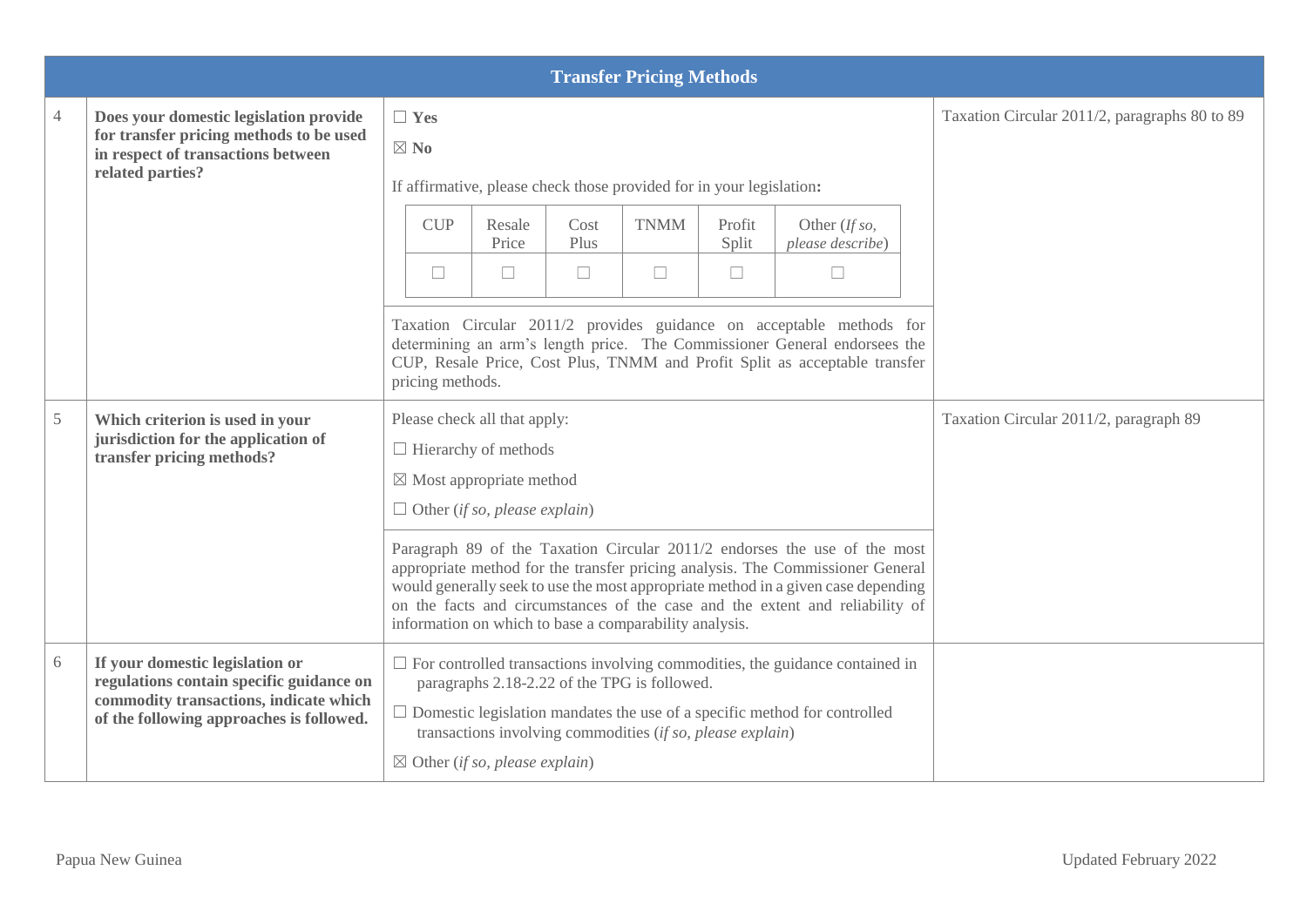| Transfer Pricing Methods | | | |
|---|---|---|---|
| 4 | **Does your domestic legislation provide for transfer pricing methods to be used in respect of transactions between related parties?** | ☐ **Yes**<br>☒ **No**<br>If affirmative, please check those provided for in your legislation**:**<br>CUP ☐ · Resale Price ☐ · Cost Plus ☐ · TNMM ☐ · Profit Split ☐ · Other (*If so, please describe*) ☐<br><br>Taxation Circular 2011/2 provides guidance on acceptable methods for determining an arm's length price. The Commissioner General endorsees the CUP, Resale Price, Cost Plus, TNMM and Profit Split as acceptable transfer pricing methods. | Taxation Circular 2011/2, paragraphs 80 to 89 |
| 5 | **Which criterion is used in your jurisdiction for the application of transfer pricing methods?** | Please check all that apply:<br>☐ Hierarchy of methods<br>☒ Most appropriate method<br>☐ Other (*if so, please explain*)<br><br>Paragraph 89 of the Taxation Circular 2011/2 endorses the use of the most appropriate method for the transfer pricing analysis. The Commissioner General would generally seek to use the most appropriate method in a given case depending on the facts and circumstances of the case and the extent and reliability of information on which to base a comparability analysis. | Taxation Circular 2011/2, paragraph 89 |
| 6 | **If your domestic legislation or regulations contain specific guidance on commodity transactions, indicate which of the following approaches is followed.** | ☐ For controlled transactions involving commodities, the guidance contained in paragraphs 2.18-2.22 of the TPG is followed.<br>☐ Domestic legislation mandates the use of a specific method for controlled transactions involving commodities (*if so, please explain*)<br>☒ Other (*if so, please explain*) | |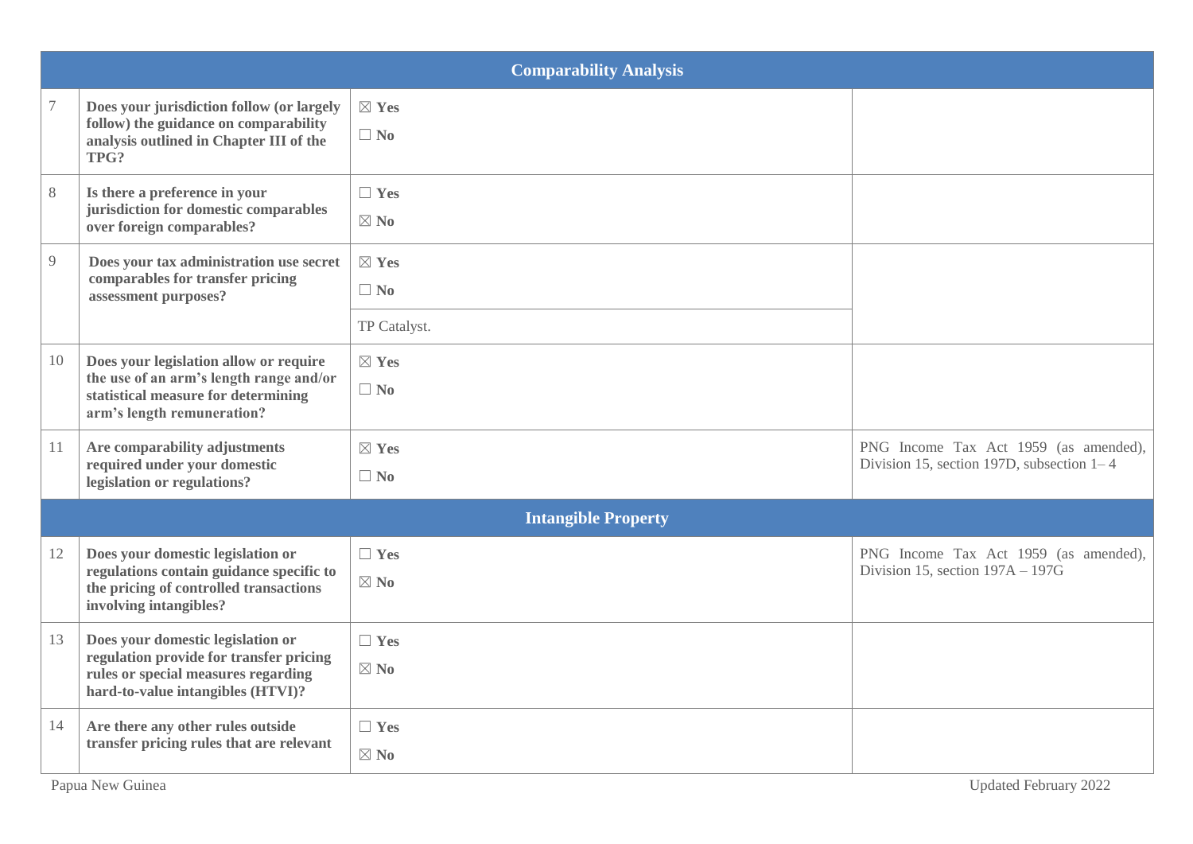| | | | |
|---|---|---|---|
| **Comparability Analysis** | | | |
| 7 | **Does your jurisdiction follow (or largely follow) the guidance on comparability analysis outlined in Chapter III of the TPG?** | ☒ **Yes**<br>☐ **No** | |
| 8 | **Is there a preference in your jurisdiction for domestic comparables over foreign comparables?** | ☐ **Yes**<br>☒ **No** | |
| 9 | **Does your tax administration use secret comparables for transfer pricing assessment purposes?** | ☒ **Yes**<br>☐ **No**<br>TP Catalyst. | |
| 10 | **Does your legislation allow or require the use of an arm's length range and/or statistical measure for determining arm's length remuneration?** | ☒ **Yes**<br>☐ **No** | |
| 11 | **Are comparability adjustments required under your domestic legislation or regulations?** | ☒ **Yes**<br>☐ **No** | PNG Income Tax Act 1959 (as amended), Division 15, section 197D, subsection 1– 4 |
| **Intangible Property** | | | |
| 12 | **Does your domestic legislation or regulations contain guidance specific to the pricing of controlled transactions involving intangibles?** | ☐ **Yes**<br>☒ **No** | PNG Income Tax Act 1959 (as amended), Division 15, section 197A – 197G |
| 13 | **Does your domestic legislation or regulation provide for transfer pricing rules or special measures regarding hard-to-value intangibles (HTVI)?** | ☐ **Yes**<br>☒ **No** | |
| 14 | **Are there any other rules outside transfer pricing rules that are relevant** | ☐ **Yes**<br>☒ **No** | |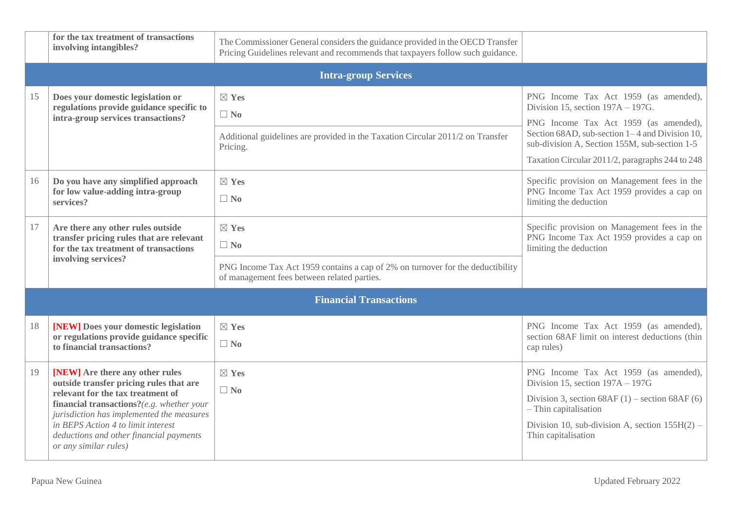| | | | |
|---|---|---|---|
| | **for the tax treatment of transactions involving intangibles?** | The Commissioner General considers the guidance provided in the OECD Transfer Pricing Guidelines relevant and recommends that taxpayers follow such guidance. | |
| | | **Intra-group Services** | |
| 15 | **Does your domestic legislation or regulations provide guidance specific to intra-group services transactions?** | ☒ **Yes** ☐ **No** <br> Additional guidelines are provided in the Taxation Circular 2011/2 on Transfer Pricing. | PNG Income Tax Act 1959 (as amended), Division 15, section 197A – 197G. <br> PNG Income Tax Act 1959 (as amended), Section 68AD, sub-section 1– 4 and Division 10, sub-division A, Section 155M, sub-section 1-5 <br> Taxation Circular 2011/2, paragraphs 244 to 248 |
| 16 | **Do you have any simplified approach for low value-adding intra-group services?** | ☒ **Yes** ☐ **No** | Specific provision on Management fees in the PNG Income Tax Act 1959 provides a cap on limiting the deduction |
| 17 | **Are there any other rules outside transfer pricing rules that are relevant for the tax treatment of transactions involving services?** | ☒ **Yes** ☐ **No** <br> PNG Income Tax Act 1959 contains a cap of 2% on turnover for the deductibility of management fees between related parties. | Specific provision on Management fees in the PNG Income Tax Act 1959 provides a cap on limiting the deduction |
| | | **Financial Transactions** | |
| 18 | **[NEW] Does your domestic legislation or regulations provide guidance specific to financial transactions?** | ☒ **Yes** ☐ **No** | PNG Income Tax Act 1959 (as amended), section 68AF limit on interest deductions (thin cap rules) |
| 19 | **[NEW] Are there any other rules outside transfer pricing rules that are relevant for the tax treatment of financial transactions?***(e.g. whether your jurisdiction has implemented the measures in BEPS Action 4 to limit interest deductions and other financial payments or any similar rules)* | ☒ **Yes** ☐ **No** | PNG Income Tax Act 1959 (as amended), Division 15, section 197A – 197G <br> Division 3, section 68AF (1) – section 68AF (6) – Thin capitalisation <br> Division 10, sub-division A, section 155H(2) – Thin capitalisation |

Papua New Guinea

Updated February 2022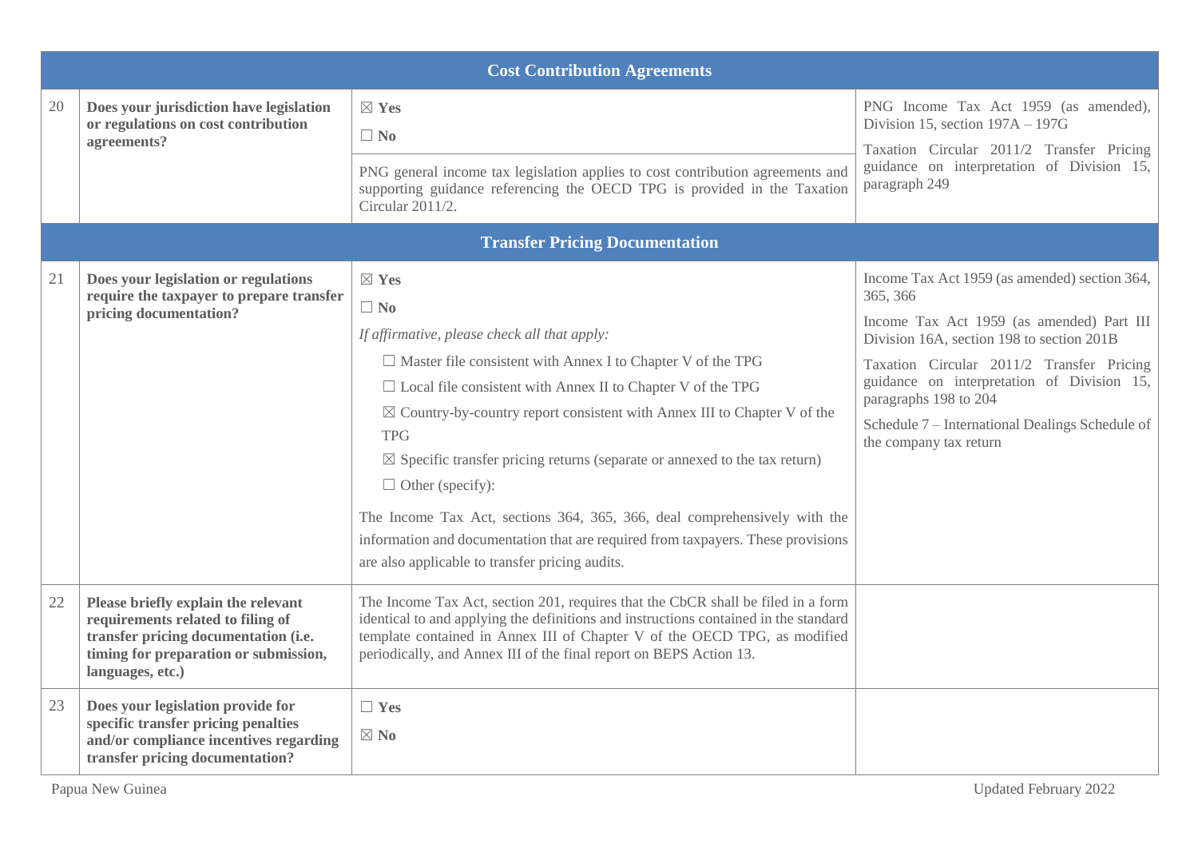| | | | |
|---|---|---|---|
| **Cost Contribution Agreements** | | | |
| 20 | **Does your jurisdiction have legislation or regulations on cost contribution agreements?** | ☒ **Yes**<br>☐ **No**<br><br>PNG general income tax legislation applies to cost contribution agreements and supporting guidance referencing the OECD TPG is provided in the Taxation Circular 2011/2. | PNG Income Tax Act 1959 (as amended), Division 15, section 197A – 197G<br><br>Taxation Circular 2011/2 Transfer Pricing guidance on interpretation of Division 15, paragraph 249 |
| **Transfer Pricing Documentation** | | | |
| 21 | **Does your legislation or regulations require the taxpayer to prepare transfer pricing documentation?** | ☒ **Yes**<br>☐ **No**<br>*If affirmative, please check all that apply:*<br>☐ Master file consistent with Annex I to Chapter V of the TPG<br>☐ Local file consistent with Annex II to Chapter V of the TPG<br>☒ Country-by-country report consistent with Annex III to Chapter V of the TPG<br>☒ Specific transfer pricing returns (separate or annexed to the tax return)<br>☐ Other (specify):<br><br>The Income Tax Act, sections 364, 365, 366, deal comprehensively with the information and documentation that are required from taxpayers. These provisions are also applicable to transfer pricing audits. | Income Tax Act 1959 (as amended) section 364, 365, 366<br><br>Income Tax Act 1959 (as amended) Part III Division 16A, section 198 to section 201B<br><br>Taxation Circular 2011/2 Transfer Pricing guidance on interpretation of Division 15, paragraphs 198 to 204<br><br>Schedule 7 – International Dealings Schedule of the company tax return |
| 22 | **Please briefly explain the relevant requirements related to filing of transfer pricing documentation (i.e. timing for preparation or submission, languages, etc.)** | The Income Tax Act, section 201, requires that the CbCR shall be filed in a form identical to and applying the definitions and instructions contained in the standard template contained in Annex III of Chapter V of the OECD TPG, as modified periodically, and Annex III of the final report on BEPS Action 13. | |
| 23 | **Does your legislation provide for specific transfer pricing penalties and/or compliance incentives regarding transfer pricing documentation?** | ☐ **Yes**<br>☒ **No** | |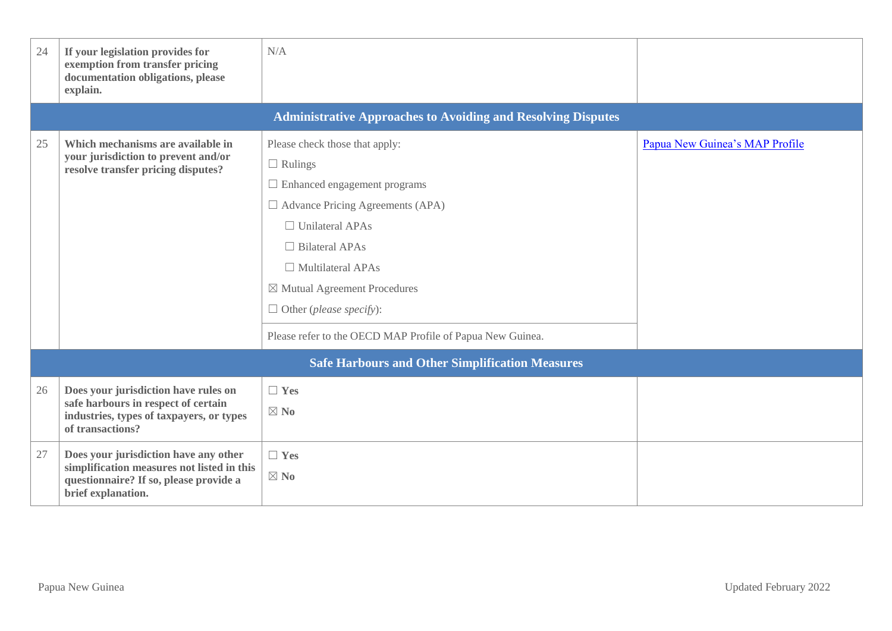| | | | |
|---|---|---|---|
| 24 | **If your legislation provides for exemption from transfer pricing documentation obligations, please explain.** | N/A | |
| | **Administrative Approaches to Avoiding and Resolving Disputes** | | |
| 25 | **Which mechanisms are available in your jurisdiction to prevent and/or resolve transfer pricing disputes?** | Please check those that apply:<br>☐ Rulings<br>☐ Enhanced engagement programs<br>☐ Advance Pricing Agreements (APA)<br>&nbsp;&nbsp;&nbsp;☐ Unilateral APAs<br>&nbsp;&nbsp;&nbsp;☐ Bilateral APAs<br>&nbsp;&nbsp;&nbsp;☐ Multilateral APAs<br>☒ Mutual Agreement Procedures<br>☐ Other (*please specify*):<br><br>Please refer to the OECD MAP Profile of Papua New Guinea. | Papua New Guinea's MAP Profile |
| | **Safe Harbours and Other Simplification Measures** | | |
| 26 | **Does your jurisdiction have rules on safe harbours in respect of certain industries, types of taxpayers, or types of transactions?** | ☐ **Yes**<br>☒ **No** | |
| 27 | **Does your jurisdiction have any other simplification measures not listed in this questionnaire? If so, please provide a brief explanation.** | ☐ **Yes**<br>☒ **No** | |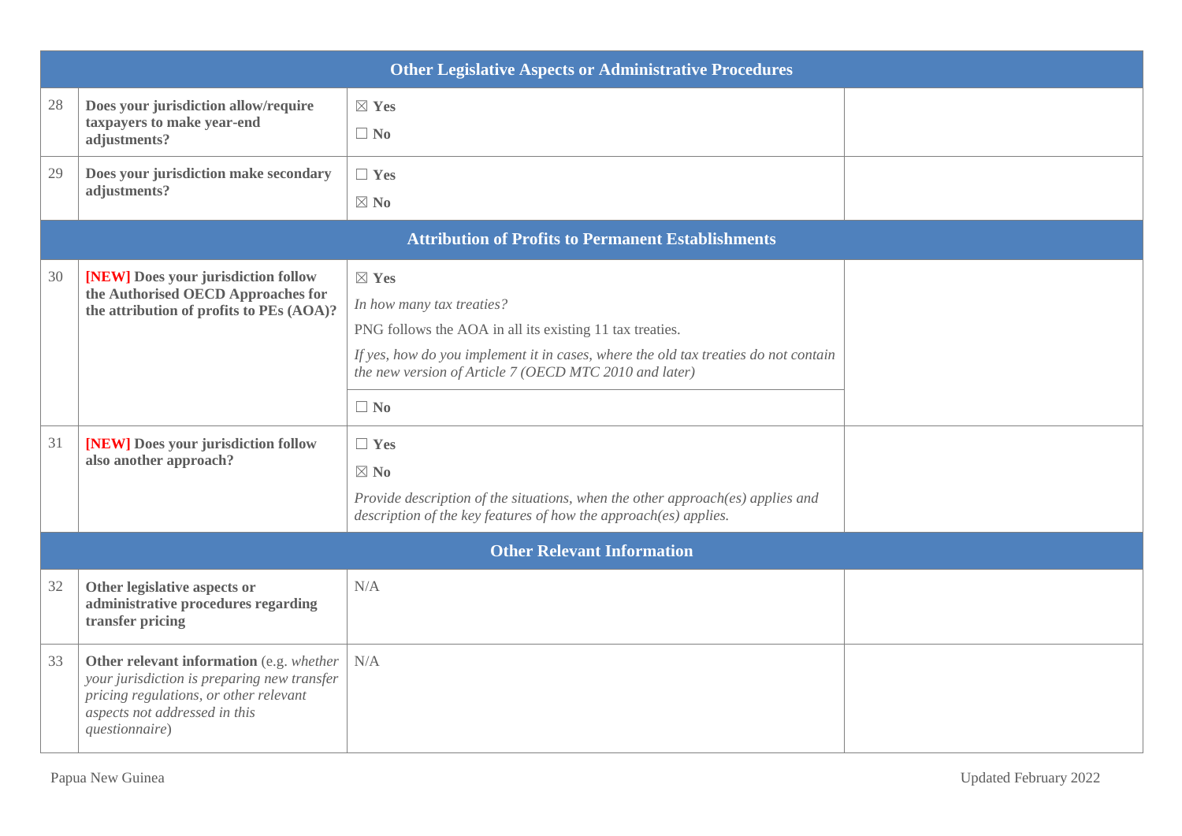| | | | |
|---|---|---|---|
| **Other Legislative Aspects or Administrative Procedures** | | | |
| 28 | **Does your jurisdiction allow/require taxpayers to make year-end adjustments?** | ☒ **Yes**<br>☐ **No** | |
| 29 | **Does your jurisdiction make secondary adjustments?** | ☐ **Yes**<br>☒ **No** | |
| **Attribution of Profits to Permanent Establishments** | | | |
| 30 | **[NEW] Does your jurisdiction follow the Authorised OECD Approaches for the attribution of profits to PEs (AOA)?** | ☒ **Yes**<br>*In how many tax treaties?*<br>PNG follows the AOA in all its existing 11 tax treaties.<br>*If yes, how do you implement it in cases, where the old tax treaties do not contain the new version of Article 7 (OECD MTC 2010 and later)*<br>☐ **No** | |
| 31 | **[NEW] Does your jurisdiction follow also another approach?** | ☐ **Yes**<br>☒ **No**<br>*Provide description of the situations, when the other approach(es) applies and description of the key features of how the approach(es) applies.* | |
| **Other Relevant Information** | | | |
| 32 | **Other legislative aspects or administrative procedures regarding transfer pricing** | N/A | |
| 33 | **Other relevant information** (e.g. *whether your jurisdiction is preparing new transfer pricing regulations, or other relevant aspects not addressed in this questionnaire*) | N/A | |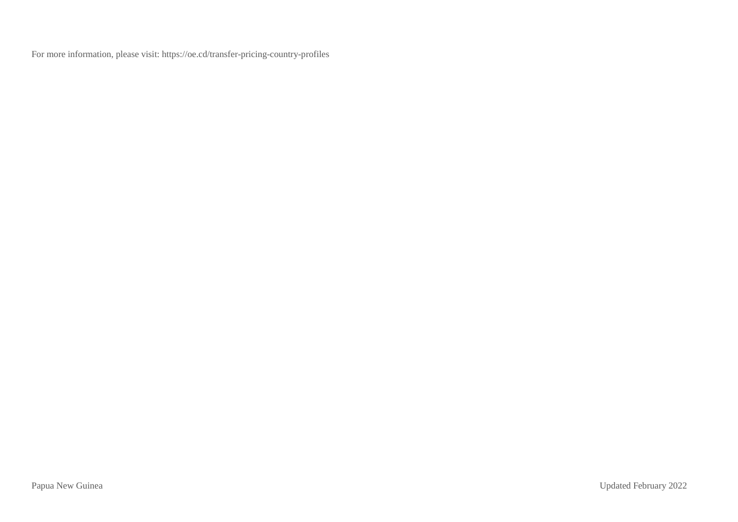For more information, please visit: https://oe.cd/transfer-pricing-country-profiles